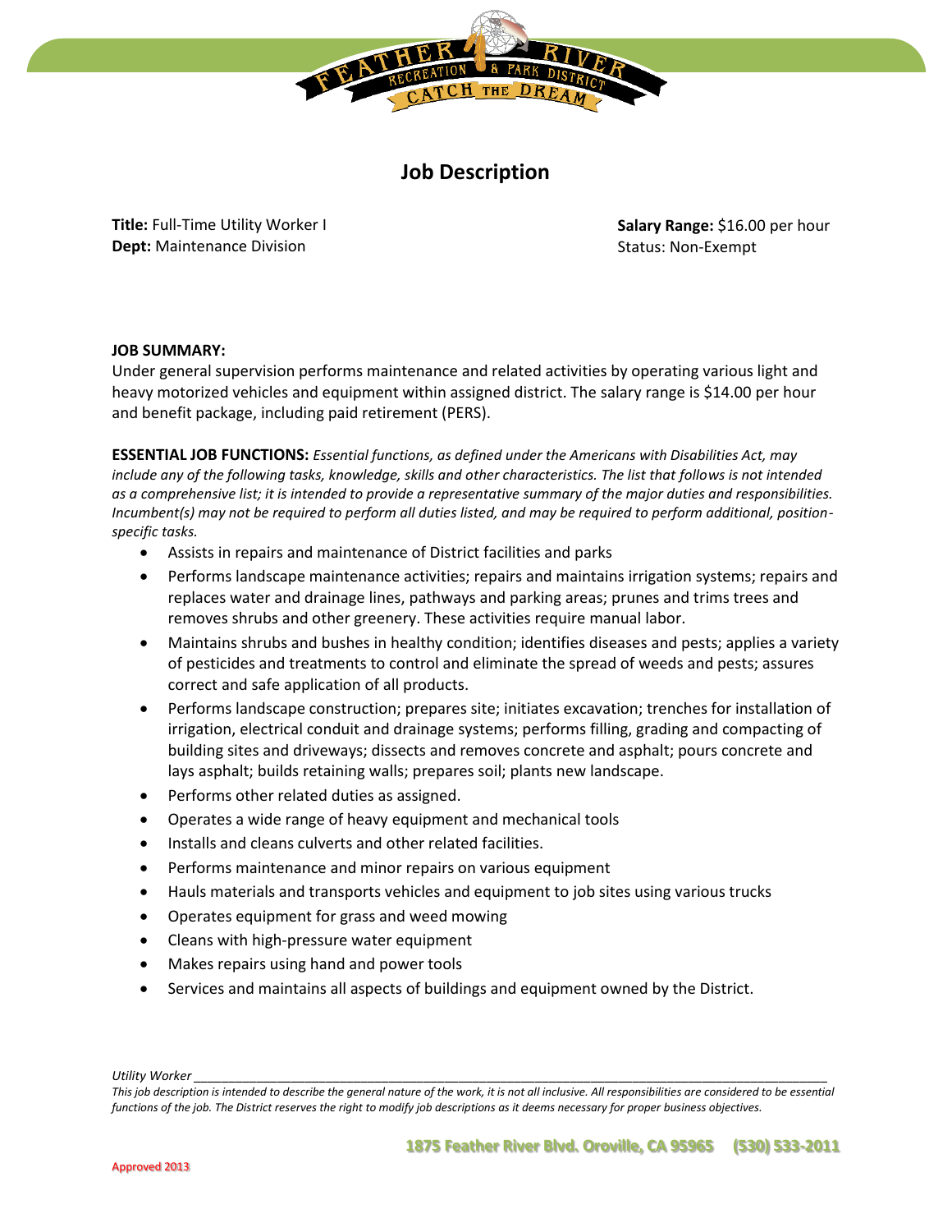# Job Description

**Title:** Full-Time Utility Worker I
**Dept:** Maintenance Division

**Salary Range:** $16.00 per hour
Status: Non-Exempt

**JOB SUMMARY:**
Under general supervision performs maintenance and related activities by operating various light and heavy motorized vehicles and equipment within assigned district. The salary range is $14.00 per hour and benefit package, including paid retirement (PERS).

**ESSENTIAL JOB FUNCTIONS:** *Essential functions, as defined under the Americans with Disabilities Act, may include any of the following tasks, knowledge, skills and other characteristics. The list that follows is not intended as a comprehensive list; it is intended to provide a representative summary of the major duties and responsibilities. Incumbent(s) may not be required to perform all duties listed, and may be required to perform additional, position-specific tasks.*

- Assists in repairs and maintenance of District facilities and parks
- Performs landscape maintenance activities; repairs and maintains irrigation systems; repairs and replaces water and drainage lines, pathways and parking areas; prunes and trims trees and removes shrubs and other greenery. These activities require manual labor.
- Maintains shrubs and bushes in healthy condition; identifies diseases and pests; applies a variety of pesticides and treatments to control and eliminate the spread of weeds and pests; assures correct and safe application of all products.
- Performs landscape construction; prepares site; initiates excavation; trenches for installation of irrigation, electrical conduit and drainage systems; performs filling, grading and compacting of building sites and driveways; dissects and removes concrete and asphalt; pours concrete and lays asphalt; builds retaining walls; prepares soil; plants new landscape.
- Performs other related duties as assigned.
- Operates a wide range of heavy equipment and mechanical tools
- Installs and cleans culverts and other related facilities.
- Performs maintenance and minor repairs on various equipment
- Hauls materials and transports vehicles and equipment to job sites using various trucks
- Operates equipment for grass and weed mowing
- Cleans with high-pressure water equipment
- Makes repairs using hand and power tools
- Services and maintains all aspects of buildings and equipment owned by the District.

*Utility Worker*

*This job description is intended to describe the general nature of the work, it is not all inclusive. All responsibilities are considered to be essential functions of the job. The District reserves the right to modify job descriptions as it deems necessary for proper business objectives.*

Approved 2013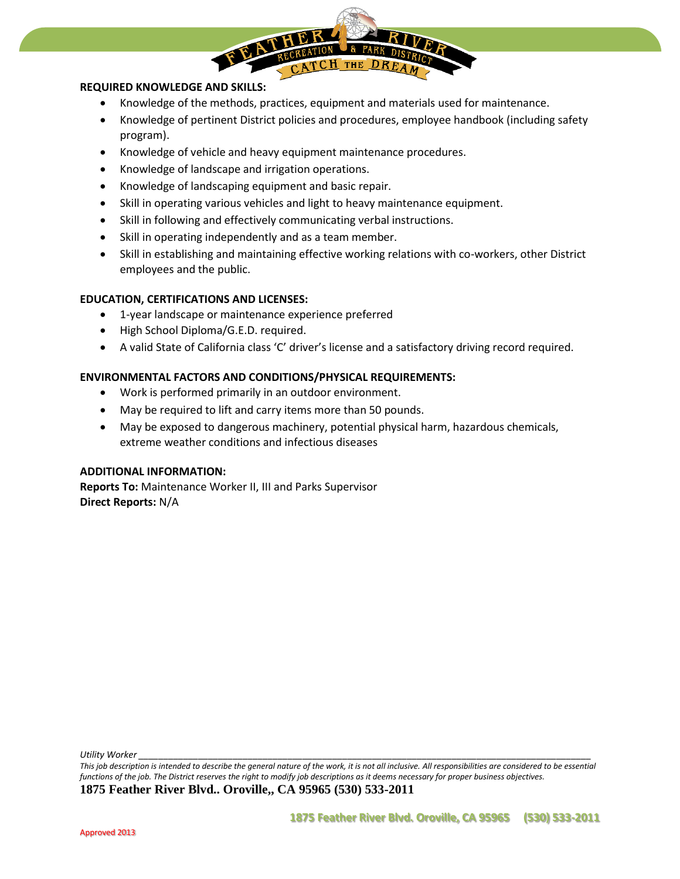**REQUIRED KNOWLEDGE AND SKILLS:**

- Knowledge of the methods, practices, equipment and materials used for maintenance.
- Knowledge of pertinent District policies and procedures, employee handbook (including safety program).
- Knowledge of vehicle and heavy equipment maintenance procedures.
- Knowledge of landscape and irrigation operations.
- Knowledge of landscaping equipment and basic repair.
- Skill in operating various vehicles and light to heavy maintenance equipment.
- Skill in following and effectively communicating verbal instructions.
- Skill in operating independently and as a team member.
- Skill in establishing and maintaining effective working relations with co-workers, other District employees and the public.

**EDUCATION, CERTIFICATIONS AND LICENSES:**

- 1-year landscape or maintenance experience preferred
- High School Diploma/G.E.D. required.
- A valid State of California class 'C' driver's license and a satisfactory driving record required.

**ENVIRONMENTAL FACTORS AND CONDITIONS/PHYSICAL REQUIREMENTS:**

- Work is performed primarily in an outdoor environment.
- May be required to lift and carry items more than 50 pounds.
- May be exposed to dangerous machinery, potential physical harm, hazardous chemicals, extreme weather conditions and infectious diseases

**ADDITIONAL INFORMATION:**

**Reports To:** Maintenance Worker II, III and Parks Supervisor
**Direct Reports:** N/A

*Utility Worker*

*This job description is intended to describe the general nature of the work, it is not all inclusive. All responsibilities are considered to be essential functions of the job. The District reserves the right to modify job descriptions as it deems necessary for proper business objectives.*

**1875 Feather River Blvd.. Oroville,, CA 95965 (530) 533-2011**

Approved 2013